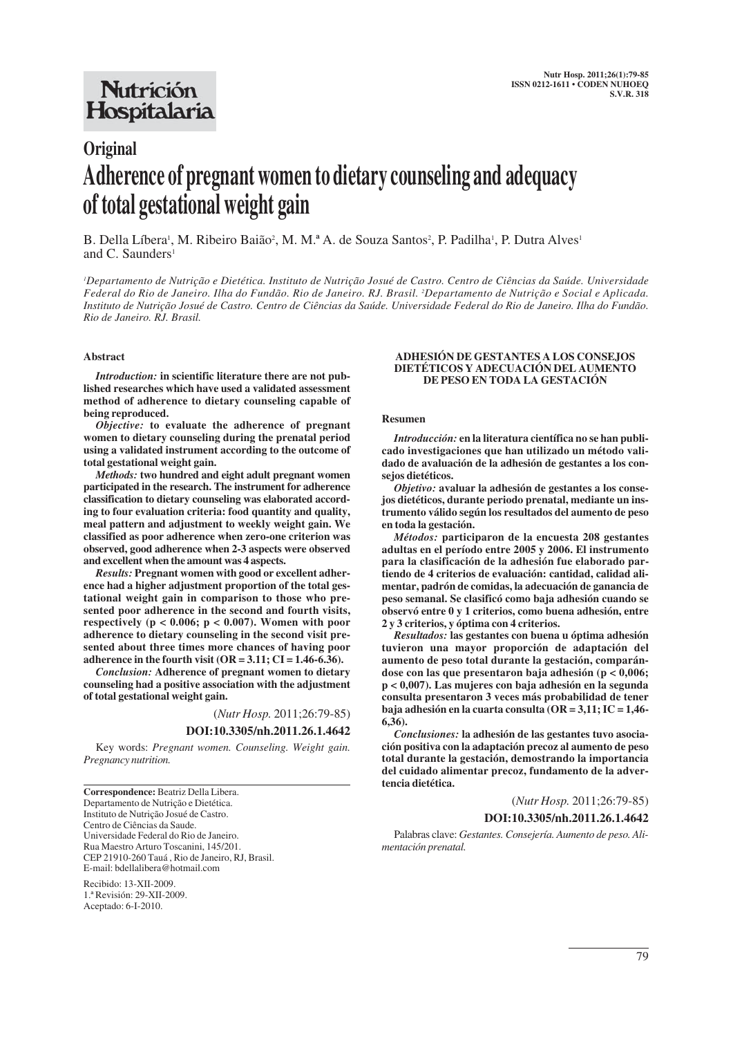Nutrición Hospitalaria

## Original

# Adherence of pregnant women to dietary counseling and adequacy of total gestational weight gain

B. Della Líbera[1], M. Ribeiro Baião[2], M. M.ª A. de Souza Santos[2], P. Padilha[1], P. Dutra Alves[1] and C. Saunders[1]

*[1]Departamento de Nutrição e Dietética. Instituto de Nutrição Josué de Castro. Centro de Ciências da Saúde. Universidade Federal do Rio de Janeiro. Ilha do Fundão. Rio de Janeiro. RJ. Brasil. [2]Departamento de Nutrição e Social e Aplicada. Instituto de Nutrição Josué de Castro. Centro de Ciências da Saúde. Universidade Federal do Rio de Janeiro. Ilha do Fundão. Rio de Janeiro. RJ. Brasil.*

### Abstract

***Introduction:*** **in scientific literature there are not published researches which have used a validated assessment method of adherence to dietary counseling capable of being reproduced.**

***Objective:*** **to evaluate the adherence of pregnant women to dietary counseling during the prenatal period using a validated instrument according to the outcome of total gestational weight gain.**

***Methods:*** **two hundred and eight adult pregnant women participated in the research. The instrument for adherence classification to dietary counseling was elaborated according to four evaluation criteria: food quantity and quality, meal pattern and adjustment to weekly weight gain. We classified as poor adherence when zero-one criterion was observed, good adherence when 2-3 aspects were observed and excellent when the amount was 4 aspects.**

***Results:*** **Pregnant women with good or excellent adherence had a higher adjustment proportion of the total gestational weight gain in comparison to those who presented poor adherence in the second and fourth visits, respectively ($p < 0.006$; $p < 0.007$). Women with poor adherence to dietary counseling in the second visit presented about three times more chances of having poor adherence in the fourth visit (OR = 3.11; CI = 1.46-6.36).**

***Conclusion:*** **Adherence of pregnant women to dietary counseling had a positive association with the adjustment of total gestational weight gain.**

(*Nutr Hosp.* 2011;26:79-85)

**DOI:10.3305/nh.2011.26.1.4642**

Key words: *Pregnant women. Counseling. Weight gain. Pregnancy nutrition.*

### ADHESIÓN DE GESTANTES A LOS CONSEJOS DIETÉTICOS Y ADECUACIÓN DEL AUMENTO DE PESO EN TODA LA GESTACIÓN

### Resumen

***Introducción:*** **en la literatura científica no se han publicado investigaciones que han utilizado un método validado de avaluación de la adhesión de gestantes a los consejos dietéticos.**

***Objetivo:*** **avaluar la adhesión de gestantes a los consejos dietéticos, durante periodo prenatal, mediante un instrumento válido según los resultados del aumento de peso en toda la gestación.**

***Métodos:*** **participaron de la encuesta 208 gestantes adultas en el período entre 2005 y 2006. El instrumento para la clasificación de la adhesión fue elaborado partiendo de 4 criterios de evaluación: cantidad, calidad alimentar, padrón de comidas, la adecuación de ganancia de peso semanal. Se clasificó como baja adhesión cuando se observó entre 0 y 1 criterios, como buena adhesión, entre 2 y 3 criterios, y óptima con 4 criterios.**

***Resultados:*** **las gestantes con buena u óptima adhesión tuvieron una mayor proporción de adaptación del aumento de peso total durante la gestación, comparándose con las que presentaron baja adhesión ($p < 0,006$; $p < 0,007$). Las mujeres con baja adhesión en la segunda consulta presentaron 3 veces más probabilidad de tener baja adhesión en la cuarta consulta (OR = 3,11; IC = 1,46-6,36).**

***Conclusiones:*** **la adhesión de las gestantes tuvo asociación positiva con la adaptación precoz al aumento de peso total durante la gestación, demostrando la importancia del cuidado alimentar precoz, fundamento de la advertencia dietética.**

(*Nutr Hosp.* 2011;26:79-85)

**DOI:10.3305/nh.2011.26.1.4642**

Palabras clave: *Gestantes. Consejería. Aumento de peso. Alimentación prenatal.*

---

**Correspondence:** Beatriz Della Libera.
Departamento de Nutrição e Dietética.
Instituto de Nutrição Josué de Castro.
Centro de Ciências da Saude.
Universidade Federal do Rio de Janeiro.
Rua Maestro Arturo Toscanini, 145/201.
CEP 21910-260 Tauá , Rio de Janeiro, RJ, Brasil.
E-mail: bdellalibera@hotmail.com

Recibido: 13-XII-2009.
1.ª Revisión: 29-XII-2009.
Aceptado: 6-I-2010.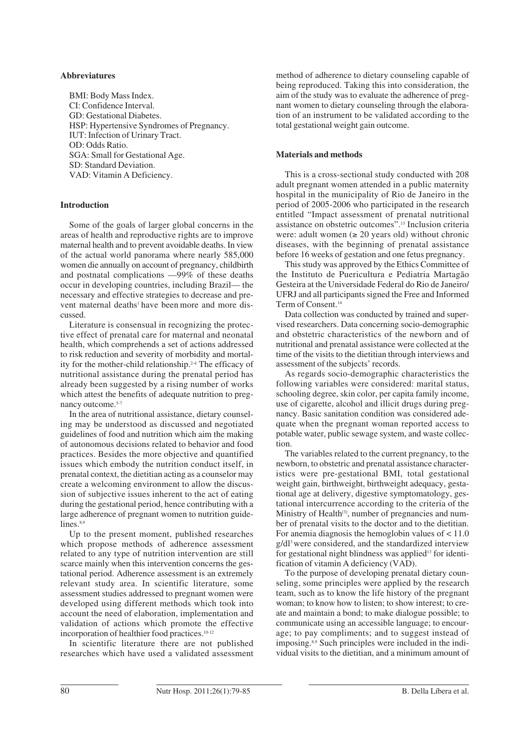**Abbreviatures**

BMI: Body Mass Index.
CI: Confidence Interval.
GD: Gestational Diabetes.
HSP: Hypertensive Syndromes of Pregnancy.
IUT: Infection of Urinary Tract.
OD: Odds Ratio.
SGA: Small for Gestational Age.
SD: Standard Deviation.
VAD: Vitamin A Deficiency.

## Introduction

Some of the goals of larger global concerns in the areas of health and reproductive rights are to improve maternal health and to prevent avoidable deaths. In view of the actual world panorama where nearly 585,000 women die annually on account of pregnancy, childbirth and postnatal complications —99% of these deaths occur in developing countries, including Brazil— the necessary and effective strategies to decrease and prevent maternal deaths[1] have been more and more discussed.

Literature is consensual in recognizing the protective effect of prenatal care for maternal and neonatal health, which comprehends a set of actions addressed to risk reduction and severity of morbidity and mortality for the mother-child relationship.[2-4] The efficacy of nutritional assistance during the prenatal period has already been suggested by a rising number of works which attest the benefits of adequate nutrition to pregnancy outcome.[5-7]

In the area of nutritional assistance, dietary counseling may be understood as discussed and negotiated guidelines of food and nutrition which aim the making of autonomous decisions related to behavior and food practices. Besides the more objective and quantified issues which embody the nutrition conduct itself, in prenatal context, the dietitian acting as a counselor may create a welcoming environment to allow the discussion of subjective issues inherent to the act of eating during the gestational period, hence contributing with a large adherence of pregnant women to nutrition guidelines.[8,9]

Up to the present moment, published researches which propose methods of adherence assessment related to any type of nutrition intervention are still scarce mainly when this intervention concerns the gestational period. Adherence assessment is an extremely relevant study area. In scientific literature, some assessment studies addressed to pregnant women were developed using different methods which took into account the need of elaboration, implementation and validation of actions which promote the effective incorporation of healthier food practices.[10-12]

In scientific literature there are not published researches which have used a validated assessment method of adherence to dietary counseling capable of being reproduced. Taking this into consideration, the aim of the study was to evaluate the adherence of pregnant women to dietary counseling through the elaboration of an instrument to be validated according to the total gestational weight gain outcome.

## Materials and methods

This is a cross-sectional study conducted with 208 adult pregnant women attended in a public maternity hospital in the municipality of Rio de Janeiro in the period of 2005-2006 who participated in the research entitled "Impact assessment of prenatal nutritional assistance on obstetric outcomes".[13] Inclusion criteria were: adult women (≥ 20 years old) without chronic diseases, with the beginning of prenatal assistance before 16 weeks of gestation and one fetus pregnancy.

This study was approved by the Ethics Committee of the Instituto de Puericultura e Pediatria Martagão Gesteira at the Universidade Federal do Rio de Janeiro/UFRJ and all participants signed the Free and Informed Term of Consent.[14]

Data collection was conducted by trained and supervised researchers. Data concerning socio-demographic and obstetric characteristics of the newborn and of nutritional and prenatal assistance were collected at the time of the visits to the dietitian through interviews and assessment of the subjects' records.

As regards socio-demographic characteristics the following variables were considered: marital status, schooling degree, skin color, per capita family income, use of cigarette, alcohol and illicit drugs during pregnancy. Basic sanitation condition was considered adequate when the pregnant woman reported access to potable water, public sewage system, and waste collection.

The variables related to the current pregnancy, to the newborn, to obstetric and prenatal assistance characteristics were pre-gestational BMI, total gestational weight gain, birthweight, birthweight adequacy, gestational age at delivery, digestive symptomatology, gestational intercurrence according to the criteria of the Ministry of Health[3], number of pregnancies and number of prenatal visits to the doctor and to the dietitian. For anemia diagnosis the hemoglobin values of < 11.0 g/dl[3] were considered, and the standardized interview for gestational night blindness was applied[13] for identification of vitamin A deficiency (VAD).

To the purpose of developing prenatal dietary counseling, some principles were applied by the research team, such as to know the life history of the pregnant woman; to know how to listen; to show interest; to create and maintain a bond; to make dialogue possible; to communicate using an accessible language; to encourage; to pay compliments; and to suggest instead of imposing.[8,9] Such principles were included in the individual visits to the dietitian, and a minimum amount of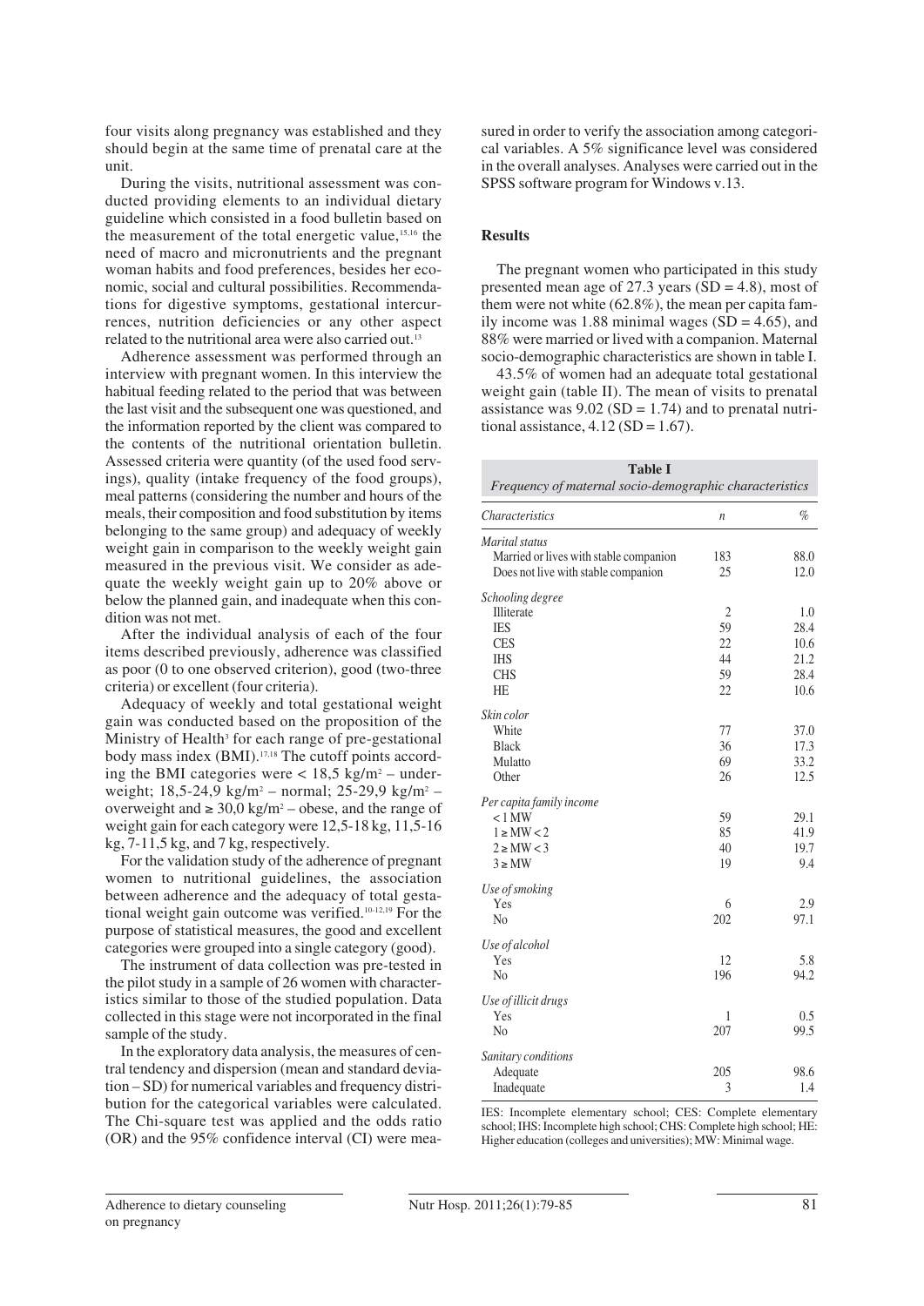four visits along pregnancy was established and they should begin at the same time of prenatal care at the unit.

During the visits, nutritional assessment was conducted providing elements to an individual dietary guideline which consisted in a food bulletin based on the measurement of the total energetic value,[15,16] the need of macro and micronutrients and the pregnant woman habits and food preferences, besides her economic, social and cultural possibilities. Recommendations for digestive symptoms, gestational intercurrences, nutrition deficiencies or any other aspect related to the nutritional area were also carried out.[13]

Adherence assessment was performed through an interview with pregnant women. In this interview the habitual feeding related to the period that was between the last visit and the subsequent one was questioned, and the information reported by the client was compared to the contents of the nutritional orientation bulletin. Assessed criteria were quantity (of the used food servings), quality (intake frequency of the food groups), meal patterns (considering the number and hours of the meals, their composition and food substitution by items belonging to the same group) and adequacy of weekly weight gain in comparison to the weekly weight gain measured in the previous visit. We consider as adequate the weekly weight gain up to 20% above or below the planned gain, and inadequate when this condition was not met.

After the individual analysis of each of the four items described previously, adherence was classified as poor (0 to one observed criterion), good (two-three criteria) or excellent (four criteria).

Adequacy of weekly and total gestational weight gain was conducted based on the proposition of the Ministry of Health[3] for each range of pre-gestational body mass index (BMI).[17,18] The cutoff points according the BMI categories were < 18,5 kg/m² – underweight; 18,5-24,9 kg/m² – normal; 25-29,9 kg/m² – overweight and ≥ 30,0 kg/m² – obese, and the range of weight gain for each category were 12,5-18 kg, 11,5-16 kg, 7-11,5 kg, and 7 kg, respectively.

For the validation study of the adherence of pregnant women to nutritional guidelines, the association between adherence and the adequacy of total gestational weight gain outcome was verified.[10-12,19] For the purpose of statistical measures, the good and excellent categories were grouped into a single category (good).

The instrument of data collection was pre-tested in the pilot study in a sample of 26 women with characteristics similar to those of the studied population. Data collected in this stage were not incorporated in the final sample of the study.

In the exploratory data analysis, the measures of central tendency and dispersion (mean and standard deviation – SD) for numerical variables and frequency distribution for the categorical variables were calculated. The Chi-square test was applied and the odds ratio (OR) and the 95% confidence interval (CI) were measured in order to verify the association among categorical variables. A 5% significance level was considered in the overall analyses. Analyses were carried out in the SPSS software program for Windows v.13.

## Results

The pregnant women who participated in this study presented mean age of 27.3 years (SD = 4.8), most of them were not white (62.8%), the mean per capita family income was 1.88 minimal wages (SD = 4.65), and 88% were married or lived with a companion. Maternal socio-demographic characteristics are shown in table I.

43.5% of women had an adequate total gestational weight gain (table II). The mean of visits to prenatal assistance was 9.02 (SD = 1.74) and to prenatal nutritional assistance, 4.12 (SD = 1.67).

**Table I**
*Frequency of maternal socio-demographic characteristics*

| *Characteristics* | *n* | *%* |
|---|---|---|
| *Marital status* | | |
| Married or lives with stable companion | 183 | 88.0 |
| Does not live with stable companion | 25 | 12.0 |
| *Schooling degree* | | |
| Illiterate | 2 | 1.0 |
| IES | 59 | 28.4 |
| CES | 22 | 10.6 |
| IHS | 44 | 21.2 |
| CHS | 59 | 28.4 |
| HE | 22 | 10.6 |
| *Skin color* | | |
| White | 77 | 37.0 |
| Black | 36 | 17.3 |
| Mulatto | 69 | 33.2 |
| Other | 26 | 12.5 |
| *Per capita family income* | | |
| < 1 MW | 59 | 29.1 |
| 1 ≥ MW < 2 | 85 | 41.9 |
| 2 ≥ MW < 3 | 40 | 19.7 |
| 3 ≥ MW | 19 | 9.4 |
| *Use of smoking* | | |
| Yes | 6 | 2.9 |
| No | 202 | 97.1 |
| *Use of alcohol* | | |
| Yes | 12 | 5.8 |
| No | 196 | 94.2 |
| *Use of illicit drugs* | | |
| Yes | 1 | 0.5 |
| No | 207 | 99.5 |
| *Sanitary conditions* | | |
| Adequate | 205 | 98.6 |
| Inadequate | 3 | 1.4 |

IES: Incomplete elementary school; CES: Complete elementary school; IHS: Incomplete high school; CHS: Complete high school; HE: Higher education (colleges and universities); MW: Minimal wage.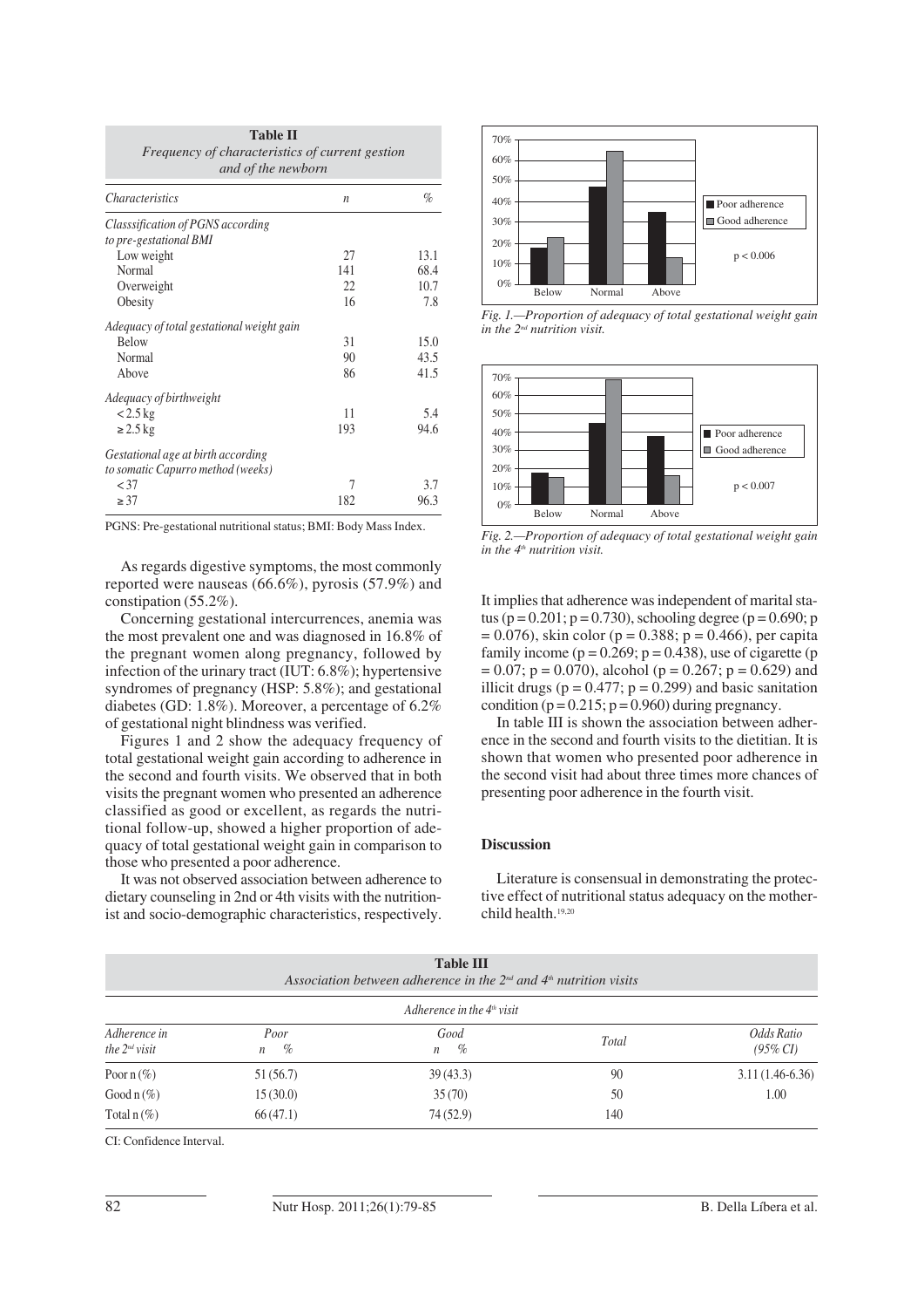**Table II**
*Frequency of characteristics of current gestion and of the newborn*

| *Characteristics* | *n* | *%* |
|---|---|---|
| *Classsification of PGNS according to pre-gestational BMI* | | |
| Low weight | 27 | 13.1 |
| Normal | 141 | 68.4 |
| Overweight | 22 | 10.7 |
| Obesity | 16 | 7.8 |
| *Adequacy of total gestational weight gain* | | |
| Below | 31 | 15.0 |
| Normal | 90 | 43.5 |
| Above | 86 | 41.5 |
| *Adequacy of birthweight* | | |
| < 2.5 kg | 11 | 5.4 |
| ≥ 2.5 kg | 193 | 94.6 |
| *Gestational age at birth according to somatic Capurro method (weeks)* | | |
| < 37 | 7 | 3.7 |
| ≥ 37 | 182 | 96.3 |

PGNS: Pre-gestational nutritional status; BMI: Body Mass Index.

As regards digestive symptoms, the most commonly reported were nauseas (66.6%), pyrosis (57.9%) and constipation (55.2%).

Concerning gestational intercurrences, anemia was the most prevalent one and was diagnosed in 16.8% of the pregnant women along pregnancy, followed by infection of the urinary tract (IUT: 6.8%); hypertensive syndromes of pregnancy (HSP: 5.8%); and gestational diabetes (GD: 1.8%). Moreover, a percentage of 6.2% of gestational night blindness was verified.

Figures 1 and 2 show the adequacy frequency of total gestational weight gain according to adherence in the second and fourth visits. We observed that in both visits the pregnant women who presented an adherence classified as good or excellent, as regards the nutritional follow-up, showed a higher proportion of adequacy of total gestational weight gain in comparison to those who presented a poor adherence.

It was not observed association between adherence to dietary counseling in 2nd or 4th visits with the nutritionist and socio-demographic characteristics, respectively.

*Fig. 1.—Proportion of adequacy of total gestational weight gain in the 2nd nutrition visit.*

*Fig. 2.—Proportion of adequacy of total gestational weight gain in the 4th nutrition visit.*

It implies that adherence was independent of marital status ($p = 0.201$; $p = 0.730$), schooling degree ($p = 0.690$; $p = 0.076$), skin color ($p = 0.388$; $p = 0.466$), per capita family income ($p = 0.269$; $p = 0.438$), use of cigarette ($p = 0.07$; $p = 0.070$), alcohol ($p = 0.267$; $p = 0.629$) and illicit drugs ($p = 0.477$; $p = 0.299$) and basic sanitation condition ($p = 0.215$; $p = 0.960$) during pregnancy.

In table III is shown the association between adherence in the second and fourth visits to the dietitian. It is shown that women who presented poor adherence in the second visit had about three times more chances of presenting poor adherence in the fourth visit.

## Discussion

Literature is consensual in demonstrating the protective effect of nutritional status adequacy on the mother-child health.[19,20]

**Table III**
*Association between adherence in the 2nd and 4th nutrition visits*

| *Adherence in the 2nd visit* | *Adherence in the 4th visit* Poor n % | Good n % | *Total* | *Odds Ratio (95% CI)* |
|---|---|---|---|---|
| Poor n (%) | 51 (56.7) | 39 (43.3) | 90 | 3.11 (1.46-6.36) |
| Good n (%) | 15 (30.0) | 35 (70) | 50 | 1.00 |
| Total n (%) | 66 (47.1) | 74 (52.9) | 140 | |

CI: Confidence Interval.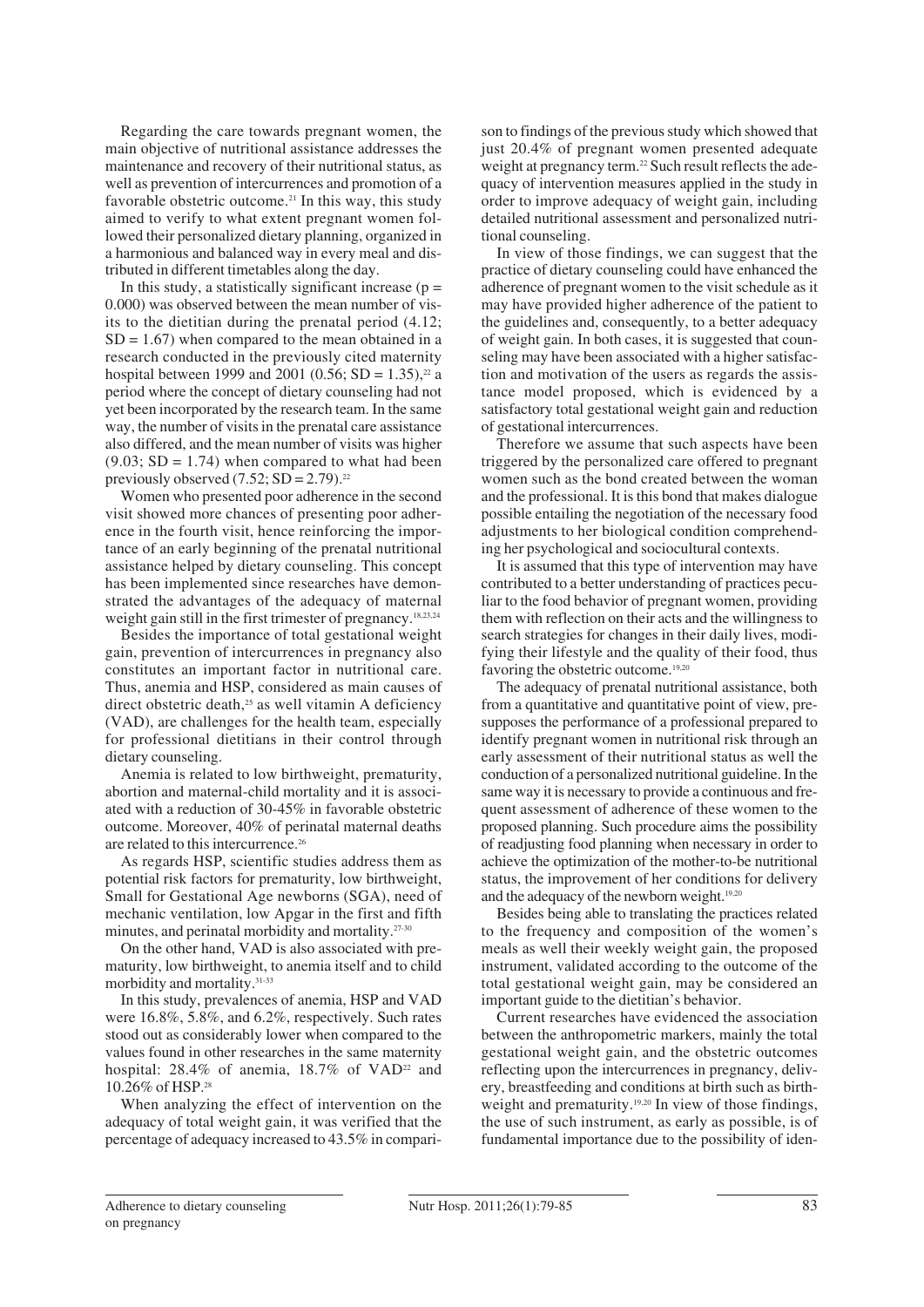Regarding the care towards pregnant women, the main objective of nutritional assistance addresses the maintenance and recovery of their nutritional status, as well as prevention of intercurrences and promotion of a favorable obstetric outcome.[21] In this way, this study aimed to verify to what extent pregnant women followed their personalized dietary planning, organized in a harmonious and balanced way in every meal and distributed in different timetables along the day.

In this study, a statistically significant increase ($p = 0.000$) was observed between the mean number of visits to the dietitian during the prenatal period (4.12; SD = 1.67) when compared to the mean obtained in a research conducted in the previously cited maternity hospital between 1999 and 2001 (0.56; SD = 1.35),[22] a period where the concept of dietary counseling had not yet been incorporated by the research team. In the same way, the number of visits in the prenatal care assistance also differed, and the mean number of visits was higher (9.03; SD = 1.74) when compared to what had been previously observed (7.52; SD = 2.79).[22]

Women who presented poor adherence in the second visit showed more chances of presenting poor adherence in the fourth visit, hence reinforcing the importance of an early beginning of the prenatal nutritional assistance helped by dietary counseling. This concept has been implemented since researches have demonstrated the advantages of the adequacy of maternal weight gain still in the first trimester of pregnancy.[18,23,24]

Besides the importance of total gestational weight gain, prevention of intercurrences in pregnancy also constitutes an important factor in nutritional care. Thus, anemia and HSP, considered as main causes of direct obstetric death,[25] as well vitamin A deficiency (VAD), are challenges for the health team, especially for professional dietitians in their control through dietary counseling.

Anemia is related to low birthweight, prematurity, abortion and maternal-child mortality and it is associated with a reduction of 30-45% in favorable obstetric outcome. Moreover, 40% of perinatal maternal deaths are related to this intercurrence.[26]

As regards HSP, scientific studies address them as potential risk factors for prematurity, low birthweight, Small for Gestational Age newborns (SGA), need of mechanic ventilation, low Apgar in the first and fifth minutes, and perinatal morbidity and mortality.[27-30]

On the other hand, VAD is also associated with prematurity, low birthweight, to anemia itself and to child morbidity and mortality.[31-33]

In this study, prevalences of anemia, HSP and VAD were 16.8%, 5.8%, and 6.2%, respectively. Such rates stood out as considerably lower when compared to the values found in other researches in the same maternity hospital: 28.4% of anemia, 18.7% of VAD[22] and 10.26% of HSP.[28]

When analyzing the effect of intervention on the adequacy of total weight gain, it was verified that the percentage of adequacy increased to 43.5% in comparison to findings of the previous study which showed that just 20.4% of pregnant women presented adequate weight at pregnancy term.[22] Such result reflects the adequacy of intervention measures applied in the study in order to improve adequacy of weight gain, including detailed nutritional assessment and personalized nutritional counseling.

In view of those findings, we can suggest that the practice of dietary counseling could have enhanced the adherence of pregnant women to the visit schedule as it may have provided higher adherence of the patient to the guidelines and, consequently, to a better adequacy of weight gain. In both cases, it is suggested that counseling may have been associated with a higher satisfaction and motivation of the users as regards the assistance model proposed, which is evidenced by a satisfactory total gestational weight gain and reduction of gestational intercurrences.

Therefore we assume that such aspects have been triggered by the personalized care offered to pregnant women such as the bond created between the woman and the professional. It is this bond that makes dialogue possible entailing the negotiation of the necessary food adjustments to her biological condition comprehending her psychological and sociocultural contexts.

It is assumed that this type of intervention may have contributed to a better understanding of practices peculiar to the food behavior of pregnant women, providing them with reflection on their acts and the willingness to search strategies for changes in their daily lives, modifying their lifestyle and the quality of their food, thus favoring the obstetric outcome.[19,20]

The adequacy of prenatal nutritional assistance, both from a quantitative and quantitative point of view, presupposes the performance of a professional prepared to identify pregnant women in nutritional risk through an early assessment of their nutritional status as well the conduction of a personalized nutritional guideline. In the same way it is necessary to provide a continuous and frequent assessment of adherence of these women to the proposed planning. Such procedure aims the possibility of readjusting food planning when necessary in order to achieve the optimization of the mother-to-be nutritional status, the improvement of her conditions for delivery and the adequacy of the newborn weight.[19,20]

Besides being able to translating the practices related to the frequency and composition of the women's meals as well their weekly weight gain, the proposed instrument, validated according to the outcome of the total gestational weight gain, may be considered an important guide to the dietitian's behavior.

Current researches have evidenced the association between the anthropometric markers, mainly the total gestational weight gain, and the obstetric outcomes reflecting upon the intercurrences in pregnancy, delivery, breastfeeding and conditions at birth such as birthweight and prematurity.[19,20] In view of those findings, the use of such instrument, as early as possible, is of fundamental importance due to the possibility of iden-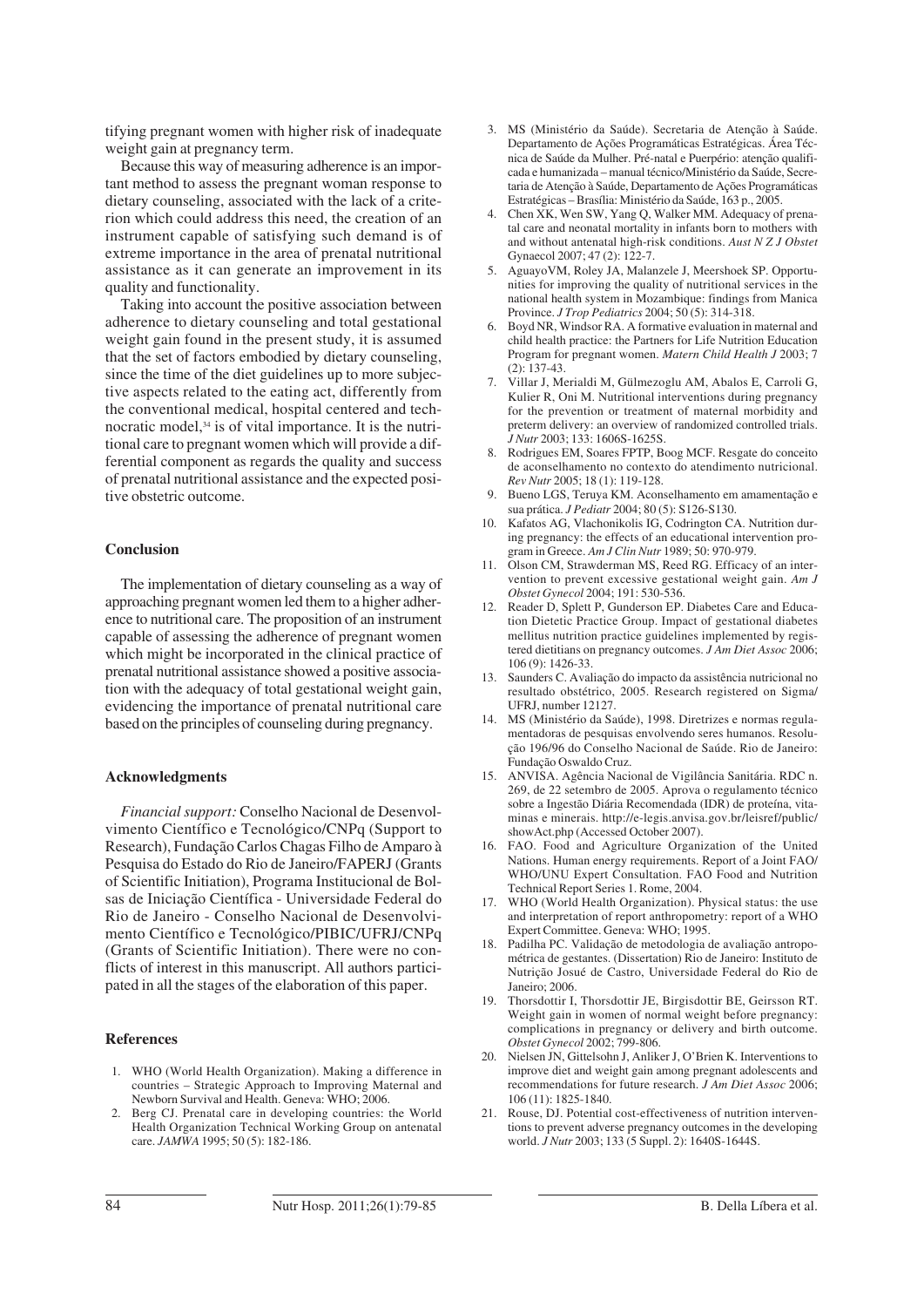tifying pregnant women with higher risk of inadequate weight gain at pregnancy term.

Because this way of measuring adherence is an important method to assess the pregnant woman response to dietary counseling, associated with the lack of a criterion which could address this need, the creation of an instrument capable of satisfying such demand is of extreme importance in the area of prenatal nutritional assistance as it can generate an improvement in its quality and functionality.

Taking into account the positive association between adherence to dietary counseling and total gestational weight gain found in the present study, it is assumed that the set of factors embodied by dietary counseling, since the time of the diet guidelines up to more subjective aspects related to the eating act, differently from the conventional medical, hospital centered and technocratic model,[34] is of vital importance. It is the nutritional care to pregnant women which will provide a differential component as regards the quality and success of prenatal nutritional assistance and the expected positive obstetric outcome.

## Conclusion

The implementation of dietary counseling as a way of approaching pregnant women led them to a higher adherence to nutritional care. The proposition of an instrument capable of assessing the adherence of pregnant women which might be incorporated in the clinical practice of prenatal nutritional assistance showed a positive association with the adequacy of total gestational weight gain, evidencing the importance of prenatal nutritional care based on the principles of counseling during pregnancy.

## Acknowledgments

*Financial support:* Conselho Nacional de Desenvolvimento Científico e Tecnológico/CNPq (Support to Research), Fundação Carlos Chagas Filho de Amparo à Pesquisa do Estado do Rio de Janeiro/FAPERJ (Grants of Scientific Initiation), Programa Institucional de Bolsas de Iniciação Científica - Universidade Federal do Rio de Janeiro - Conselho Nacional de Desenvolvimento Científico e Tecnológico/PIBIC/UFRJ/CNPq (Grants of Scientific Initiation). There were no conflicts of interest in this manuscript. All authors participated in all the stages of the elaboration of this paper.

## References

1. WHO (World Health Organization). Making a difference in countries – Strategic Approach to Improving Maternal and Newborn Survival and Health. Geneva: WHO; 2006.
2. Berg CJ. Prenatal care in developing countries: the World Health Organization Technical Working Group on antenatal care. *JAMWA* 1995; 50 (5): 182-186.
3. MS (Ministério da Saúde). Secretaria de Atenção à Saúde. Departamento de Ações Programáticas Estratégicas. Área Técnica de Saúde da Mulher. Pré-natal e Puerpério: atenção qualificada e humanizada – manual técnico/Ministério da Saúde, Secretaria de Atenção à Saúde, Departamento de Ações Programáticas Estratégicas – Brasília: Ministério da Saúde, 163 p., 2005.
4. Chen XK, Wen SW, Yang Q, Walker MM. Adequacy of prenatal care and neonatal mortality in infants born to mothers with and without antenatal high-risk conditions. *Aust N Z J Obstet* Gynaecol 2007; 47 (2): 122-7.
5. AguayoVM, Roley JA, Malanzele J, Meershoek SP. Opportunities for improving the quality of nutritional services in the national health system in Mozambique: findings from Manica Province. *J Trop Pediatrics* 2004; 50 (5): 314-318.
6. Boyd NR, Windsor RA. A formative evaluation in maternal and child health practice: the Partners for Life Nutrition Education Program for pregnant women. *Matern Child Health J* 2003; 7 (2): 137-43.
7. Villar J, Merialdi M, Gülmezoglu AM, Abalos E, Carroli G, Kulier R, Oni M. Nutritional interventions during pregnancy for the prevention or treatment of maternal morbidity and preterm delivery: an overview of randomized controlled trials. *J Nutr* 2003; 133: 1606S-1625S.
8. Rodrigues EM, Soares FPTP, Boog MCF. Resgate do conceito de aconselhamento no contexto do atendimento nutricional. *Rev Nutr* 2005; 18 (1): 119-128.
9. Bueno LGS, Teruya KM. Aconselhamento em amamentação e sua prática. *J Pediatr* 2004; 80 (5): S126-S130.
10. Kafatos AG, Vlachonikolis IG, Codrington CA. Nutrition during pregnancy: the effects of an educational intervention program in Greece. *Am J Clin Nutr* 1989; 50: 970-979.
11. Olson CM, Strawderman MS, Reed RG. Efficacy of an intervention to prevent excessive gestational weight gain. *Am J Obstet Gynecol* 2004; 191: 530-536.
12. Reader D, Splett P, Gunderson EP. Diabetes Care and Education Dietetic Practice Group. Impact of gestational diabetes mellitus nutrition practice guidelines implemented by registered dietitians on pregnancy outcomes. *J Am Diet Assoc* 2006; 106 (9): 1426-33.
13. Saunders C. Avaliação do impacto da assistência nutricional no resultado obstétrico, 2005. Research registered on Sigma/UFRJ, number 12127.
14. MS (Ministério da Saúde), 1998. Diretrizes e normas regulamentadoras de pesquisas envolvendo seres humanos. Resolução 196/96 do Conselho Nacional de Saúde. Rio de Janeiro: Fundação Oswaldo Cruz.
15. ANVISA. Agência Nacional de Vigilância Sanitária. RDC n. 269, de 22 setembro de 2005. Aprova o regulamento técnico sobre a Ingestão Diária Recomendada (IDR) de proteína, vitaminas e minerais. http://e-legis.anvisa.gov.br/leisref/public/showAct.php (Accessed October 2007).
16. FAO. Food and Agriculture Organization of the United Nations. Human energy requirements. Report of a Joint FAO/WHO/UNU Expert Consultation. FAO Food and Nutrition Technical Report Series 1. Rome, 2004.
17. WHO (World Health Organization). Physical status: the use and interpretation of report anthropometry: report of a WHO Expert Committee. Geneva: WHO; 1995.
18. Padilha PC. Validação de metodologia de avaliação antropométrica de gestantes. (Dissertation) Rio de Janeiro: Instituto de Nutrição Josué de Castro, Universidade Federal do Rio de Janeiro; 2006.
19. Thorsdottir I, Thorsdottir JE, Birgisdottir BE, Geirsson RT. Weight gain in women of normal weight before pregnancy: complications in pregnancy or delivery and birth outcome. *Obstet Gynecol* 2002; 799-806.
20. Nielsen JN, Gittelsohn J, Anliker J, O'Brien K. Interventions to improve diet and weight gain among pregnant adolescents and recommendations for future research. *J Am Diet Assoc* 2006; 106 (11): 1825-1840.
21. Rouse, DJ. Potential cost-effectiveness of nutrition interventions to prevent adverse pregnancy outcomes in the developing world. *J Nutr* 2003; 133 (5 Suppl. 2): 1640S-1644S.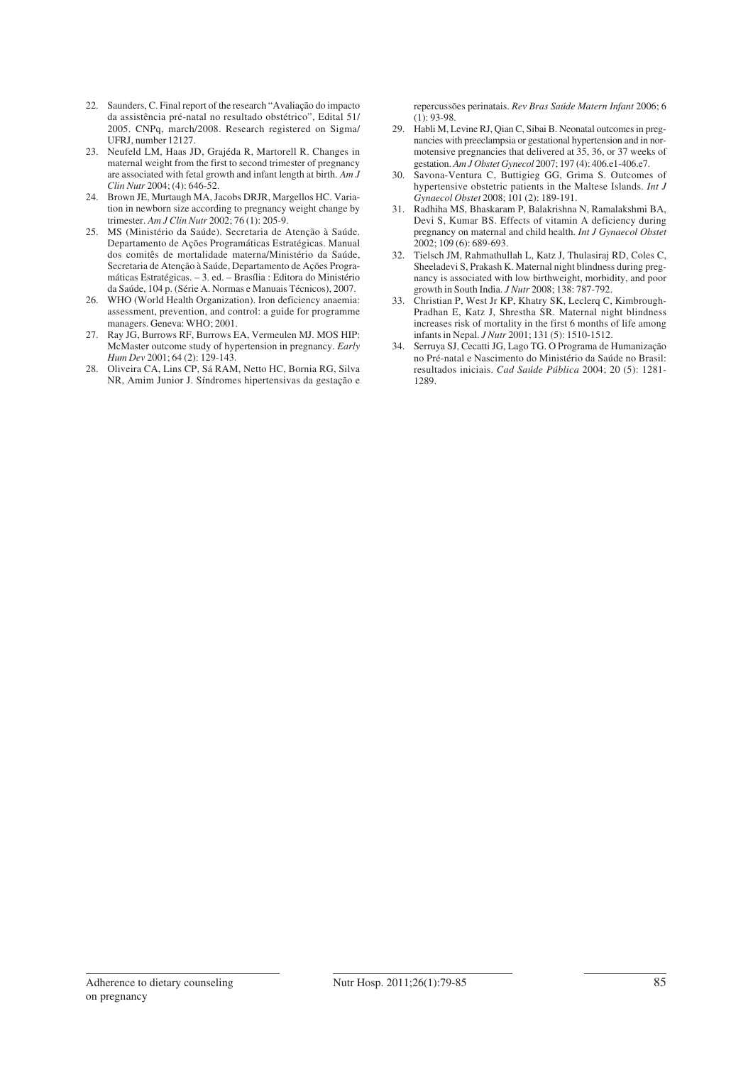22. Saunders, C. Final report of the research "Avaliação do impacto da assistência pré-natal no resultado obstétrico", Edital 51/ 2005. CNPq, march/2008. Research registered on Sigma/ UFRJ, number 12127.
23. Neufeld LM, Haas JD, Grajéda R, Martorell R. Changes in maternal weight from the first to second trimester of pregnancy are associated with fetal growth and infant length at birth. *Am J Clin Nutr* 2004; (4): 646-52.
24. Brown JE, Murtaugh MA, Jacobs DRJR, Margellos HC. Variation in newborn size according to pregnancy weight change by trimester. *Am J Clin Nutr* 2002; 76 (1): 205-9.
25. MS (Ministério da Saúde). Secretaria de Atenção à Saúde. Departamento de Ações Programáticas Estratégicas. Manual dos comitês de mortalidade materna/Ministério da Saúde, Secretaria de Atenção à Saúde, Departamento de Ações Programáticas Estratégicas. – 3. ed. – Brasília : Editora do Ministério da Saúde, 104 p. (Série A. Normas e Manuais Técnicos), 2007.
26. WHO (World Health Organization). Iron deficiency anaemia: assessment, prevention, and control: a guide for programme managers. Geneva: WHO; 2001.
27. Ray JG, Burrows RF, Burrows EA, Vermeulen MJ. MOS HIP: McMaster outcome study of hypertension in pregnancy. *Early Hum Dev* 2001; 64 (2): 129-143.
28. Oliveira CA, Lins CP, Sá RAM, Netto HC, Bornia RG, Silva NR, Amim Junior J. Síndromes hipertensivas da gestação e repercussões perinatais. *Rev Bras Saúde Matern Infant* 2006; 6 (1): 93-98.
29. Habli M, Levine RJ, Qian C, Sibai B. Neonatal outcomes in pregnancies with preeclampsia or gestational hypertension and in normotensive pregnancies that delivered at 35, 36, or 37 weeks of gestation. *Am J Obstet Gynecol* 2007; 197 (4): 406.e1-406.e7.
30. Savona-Ventura C, Buttigieg GG, Grima S. Outcomes of hypertensive obstetric patients in the Maltese Islands. *Int J Gynaecol Obstet* 2008; 101 (2): 189-191.
31. Radhiha MS, Bhaskaram P, Balakrishna N, Ramalakshmi BA, Devi S, Kumar BS. Effects of vitamin A deficiency during pregnancy on maternal and child health. *Int J Gynaecol Obstet* 2002; 109 (6): 689-693.
32. Tielsch JM, Rahmathullah L, Katz J, Thulasiraj RD, Coles C, Sheeladevi S, Prakash K. Maternal night blindness during pregnancy is associated with low birthweight, morbidity, and poor growth in South India. *J Nutr* 2008; 138: 787-792.
33. Christian P, West Jr KP, Khatry SK, Leclerq C, Kimbrough-Pradhan E, Katz J, Shrestha SR. Maternal night blindness increases risk of mortality in the first 6 months of life among infants in Nepal. *J Nutr* 2001; 131 (5): 1510-1512.
34. Serruya SJ, Cecatti JG, Lago TG. O Programa de Humanização no Pré-natal e Nascimento do Ministério da Saúde no Brasil: resultados iniciais. *Cad Saúde Pública* 2004; 20 (5): 1281-1289.